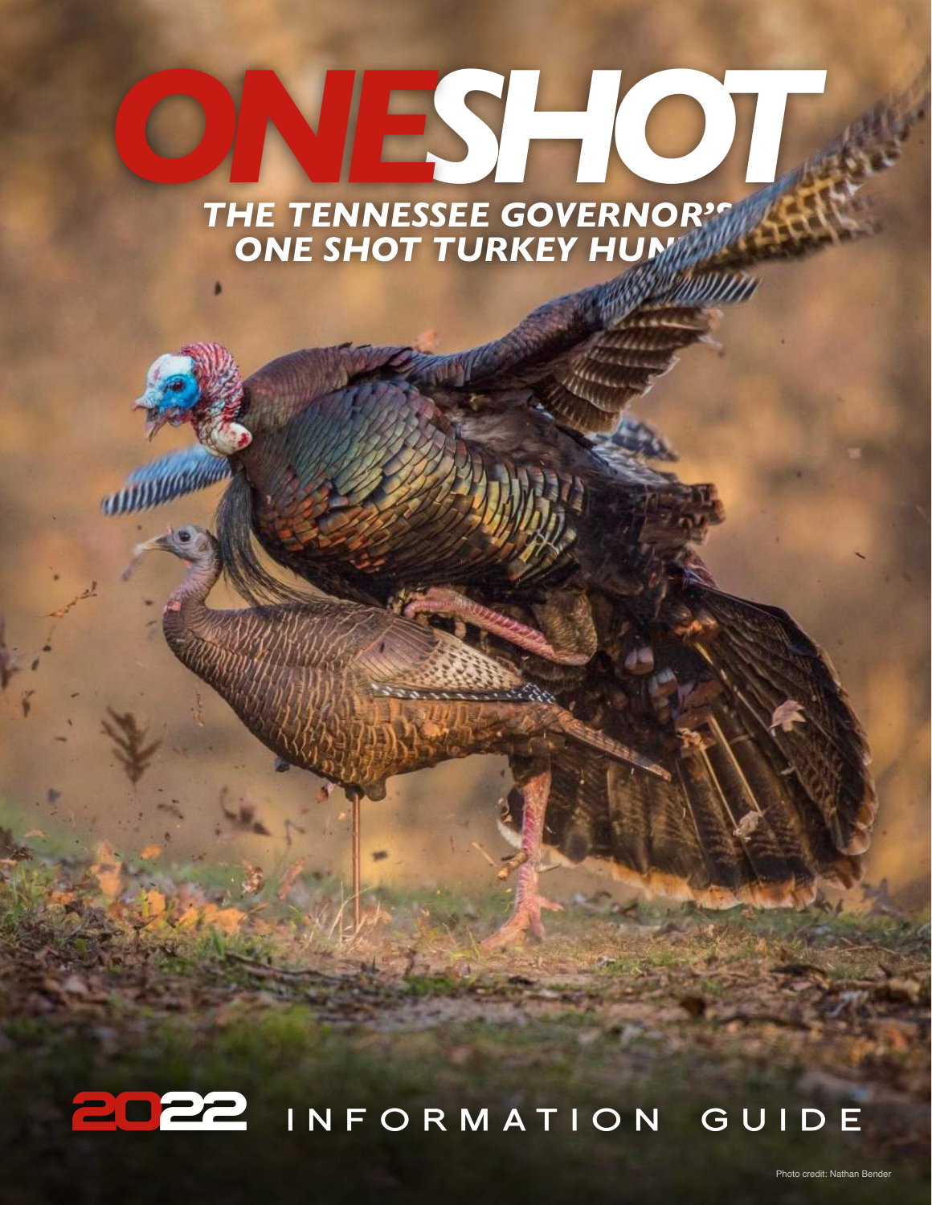# ONESHOT

## THE TENNESSEE GOVERNOR'S ONE SHOT TURKEY HUNT

## 2022 INFORMATION GUIDE

Photo credit: Nathan Bender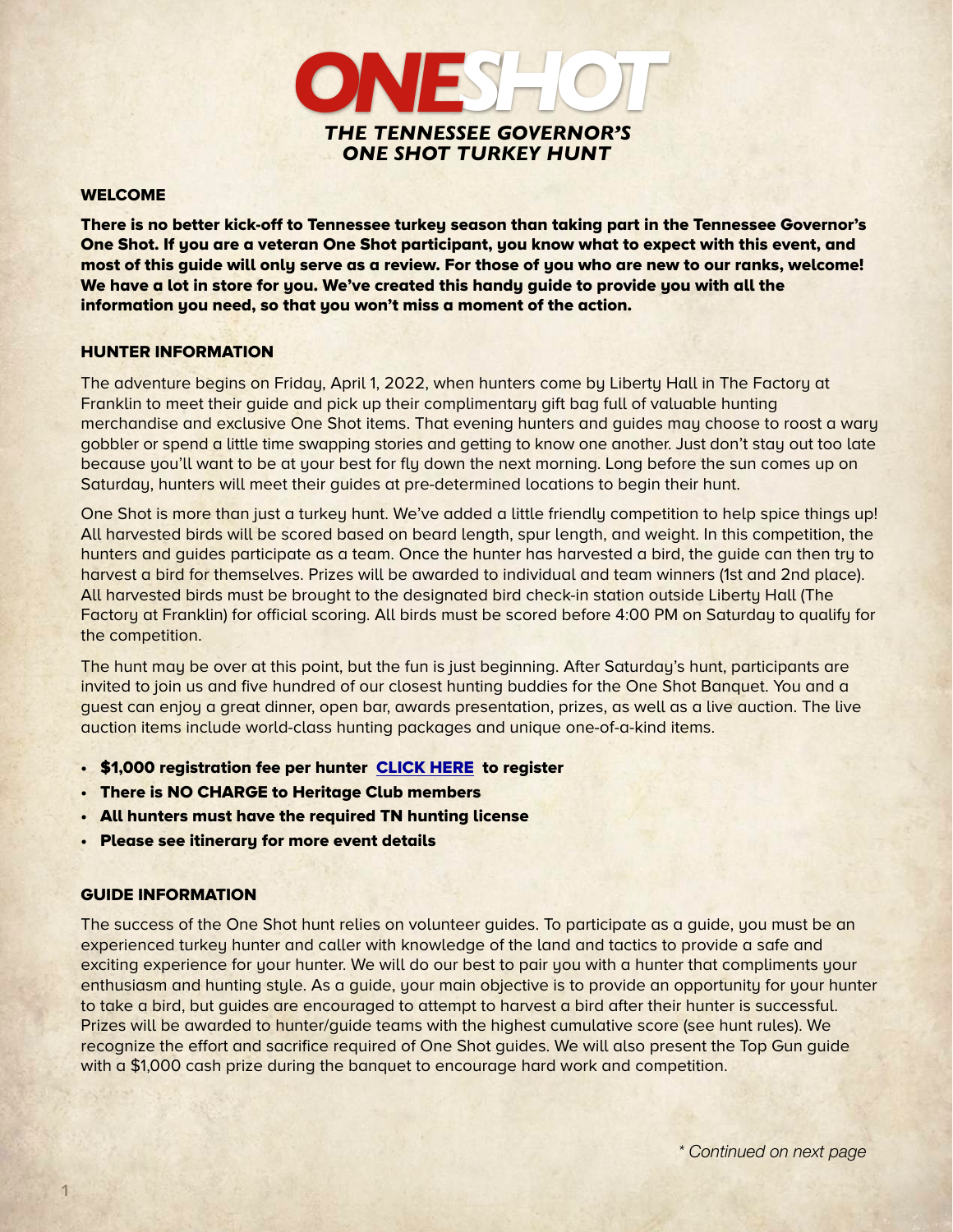# ONESHOT

*THE TENNESSEE GOVERNOR'S ONE SHOT TURKEY HUNT*

## WELCOME

**There is no better kick-off to Tennessee turkey season than taking part in the Tennessee Governor's One Shot. If you are a veteran One Shot participant, you know what to expect with this event, and most of this guide will only serve as a review. For those of you who are new to our ranks, welcome! We have a lot in store for you. We've created this handy guide to provide you with all the information you need, so that you won't miss a moment of the action.**

## HUNTER INFORMATION

The adventure begins on Friday, April 1, 2022, when hunters come by Liberty Hall in The Factory at Franklin to meet their guide and pick up their complimentary gift bag full of valuable hunting merchandise and exclusive One Shot items. That evening hunters and guides may choose to roost a wary gobbler or spend a little time swapping stories and getting to know one another. Just don't stay out too late because you'll want to be at your best for fly down the next morning. Long before the sun comes up on Saturday, hunters will meet their guides at pre-determined locations to begin their hunt.

One Shot is more than just a turkey hunt. We've added a little friendly competition to help spice things up! All harvested birds will be scored based on beard length, spur length, and weight. In this competition, the hunters and guides participate as a team. Once the hunter has harvested a bird, the guide can then try to harvest a bird for themselves. Prizes will be awarded to individual and team winners (1st and 2nd place). All harvested birds must be brought to the designated bird check-in station outside Liberty Hall (The Factory at Franklin) for official scoring. All birds must be scored before 4:00 PM on Saturday to qualify for the competition.

The hunt may be over at this point, but the fun is just beginning. After Saturday's hunt, participants are invited to join us and five hundred of our closest hunting buddies for the One Shot Banquet. You and a guest can enjoy a great dinner, open bar, awards presentation, prizes, as well as a live auction. The live auction items include world-class hunting packages and unique one-of-a-kind items.

- **$1,000 registration fee per hunter CLICK HERE to register**
- **There is NO CHARGE to Heritage Club members**
- **All hunters must have the required TN hunting license**
- **Please see itinerary for more event details**

## GUIDE INFORMATION

The success of the One Shot hunt relies on volunteer guides. To participate as a guide, you must be an experienced turkey hunter and caller with knowledge of the land and tactics to provide a safe and exciting experience for your hunter. We will do our best to pair you with a hunter that compliments your enthusiasm and hunting style. As a guide, your main objective is to provide an opportunity for your hunter to take a bird, but guides are encouraged to attempt to harvest a bird after their hunter is successful. Prizes will be awarded to hunter/guide teams with the highest cumulative score (see hunt rules). We recognize the effort and sacrifice required of One Shot guides. We will also present the Top Gun guide with a $1,000 cash prize during the banquet to encourage hard work and competition.

*\* Continued on next page*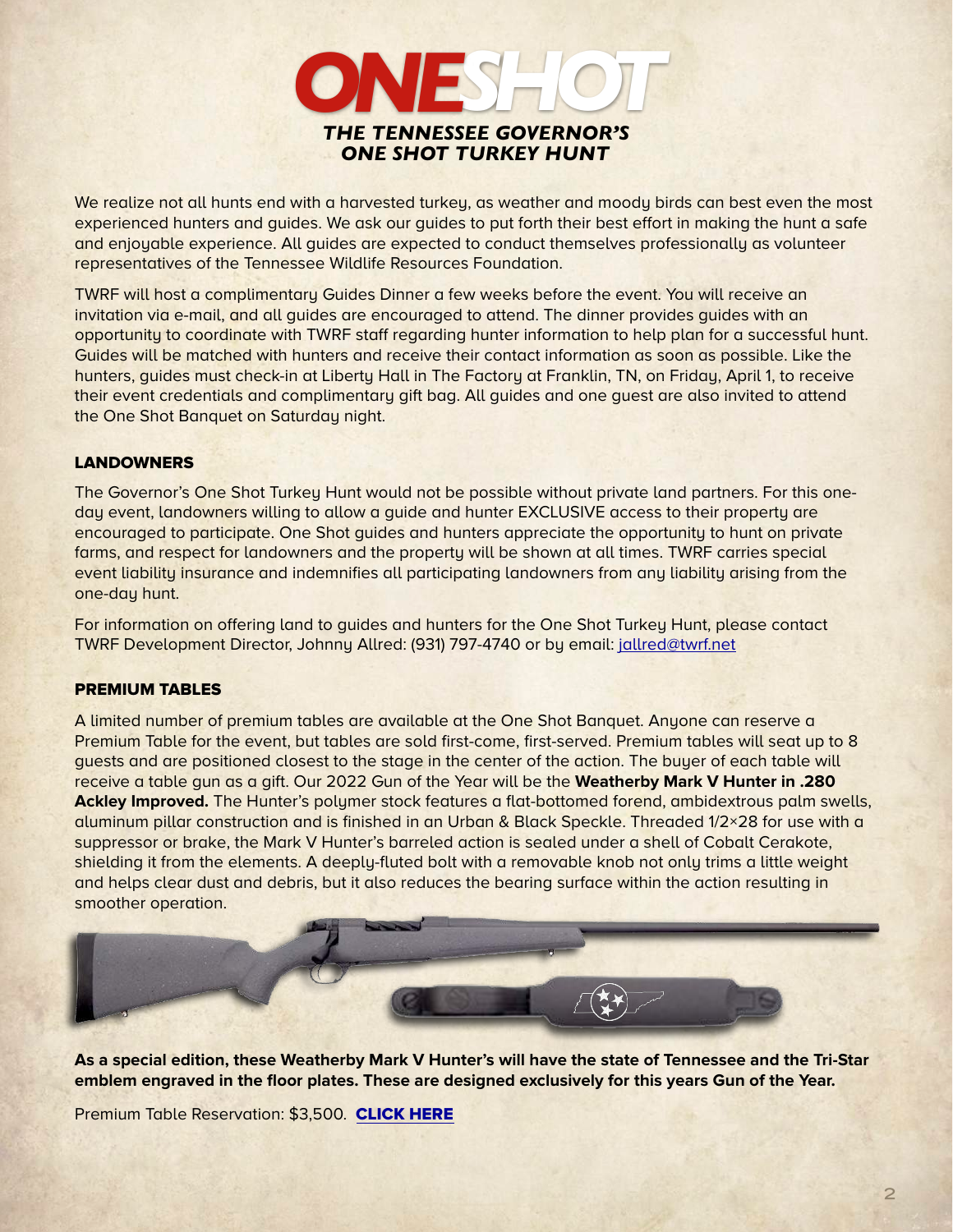# ONESHOT

## THE TENNESSEE GOVERNOR'S ONE SHOT TURKEY HUNT

We realize not all hunts end with a harvested turkey, as weather and moody birds can best even the most experienced hunters and guides. We ask our guides to put forth their best effort in making the hunt a safe and enjoyable experience. All guides are expected to conduct themselves professionally as volunteer representatives of the Tennessee Wildlife Resources Foundation.

TWRF will host a complimentary Guides Dinner a few weeks before the event. You will receive an invitation via e-mail, and all guides are encouraged to attend. The dinner provides guides with an opportunity to coordinate with TWRF staff regarding hunter information to help plan for a successful hunt. Guides will be matched with hunters and receive their contact information as soon as possible. Like the hunters, guides must check-in at Liberty Hall in The Factory at Franklin, TN, on Friday, April 1, to receive their event credentials and complimentary gift bag. All guides and one guest are also invited to attend the One Shot Banquet on Saturday night.

### LANDOWNERS

The Governor's One Shot Turkey Hunt would not be possible without private land partners. For this one-day event, landowners willing to allow a guide and hunter EXCLUSIVE access to their property are encouraged to participate. One Shot guides and hunters appreciate the opportunity to hunt on private farms, and respect for landowners and the property will be shown at all times. TWRF carries special event liability insurance and indemnifies all participating landowners from any liability arising from the one-day hunt.

For information on offering land to guides and hunters for the One Shot Turkey Hunt, please contact TWRF Development Director, Johnny Allred: (931) 797-4740 or by email: jallred@twrf.net

### PREMIUM TABLES

A limited number of premium tables are available at the One Shot Banquet. Anyone can reserve a Premium Table for the event, but tables are sold first-come, first-served. Premium tables will seat up to 8 guests and are positioned closest to the stage in the center of the action. The buyer of each table will receive a table gun as a gift. Our 2022 Gun of the Year will be the **Weatherby Mark V Hunter in .280 Ackley Improved.** The Hunter's polymer stock features a flat-bottomed forend, ambidextrous palm swells, aluminum pillar construction and is finished in an Urban & Black Speckle. Threaded 1/2×28 for use with a suppressor or brake, the Mark V Hunter's barreled action is sealed under a shell of Cobalt Cerakote, shielding it from the elements. A deeply-fluted bolt with a removable knob not only trims a little weight and helps clear dust and debris, but it also reduces the bearing surface within the action resulting in smoother operation.

**As a special edition, these Weatherby Mark V Hunter's will have the state of Tennessee and the Tri-Star emblem engraved in the floor plates. These are designed exclusively for this years Gun of the Year.**

Premium Table Reservation: $3,500. **CLICK HERE**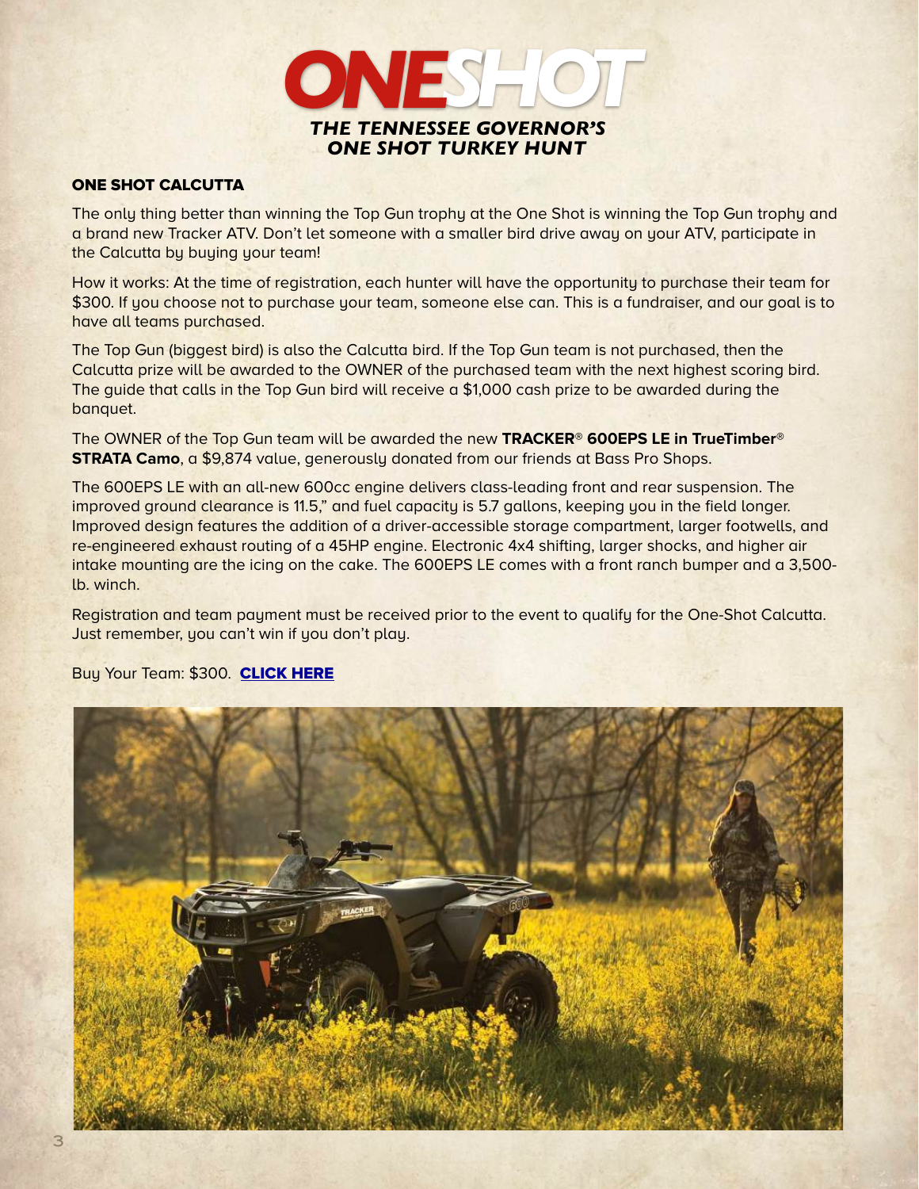# ONESHOT

***THE TENNESSEE GOVERNOR'S ONE SHOT TURKEY HUNT***

## ONE SHOT CALCUTTA

The only thing better than winning the Top Gun trophy at the One Shot is winning the Top Gun trophy and a brand new Tracker ATV. Don't let someone with a smaller bird drive away on your ATV, participate in the Calcutta by buying your team!

How it works: At the time of registration, each hunter will have the opportunity to purchase their team for $300. If you choose not to purchase your team, someone else can. This is a fundraiser, and our goal is to have all teams purchased.

The Top Gun (biggest bird) is also the Calcutta bird. If the Top Gun team is not purchased, then the Calcutta prize will be awarded to the OWNER of the purchased team with the next highest scoring bird. The guide that calls in the Top Gun bird will receive a $1,000 cash prize to be awarded during the banquet.

The OWNER of the Top Gun team will be awarded the new **TRACKER® 600EPS LE in TrueTimber® STRATA Camo**, a $9,874 value, generously donated from our friends at Bass Pro Shops.

The 600EPS LE with an all-new 600cc engine delivers class-leading front and rear suspension. The improved ground clearance is 11.5," and fuel capacity is 5.7 gallons, keeping you in the field longer. Improved design features the addition of a driver-accessible storage compartment, larger footwells, and re-engineered exhaust routing of a 45HP engine. Electronic 4x4 shifting, larger shocks, and higher air intake mounting are the icing on the cake. The 600EPS LE comes with a front ranch bumper and a 3,500-lb. winch.

Registration and team payment must be received prior to the event to qualify for the One-Shot Calcutta. Just remember, you can't win if you don't play.

Buy Your Team: $300. **CLICK HERE**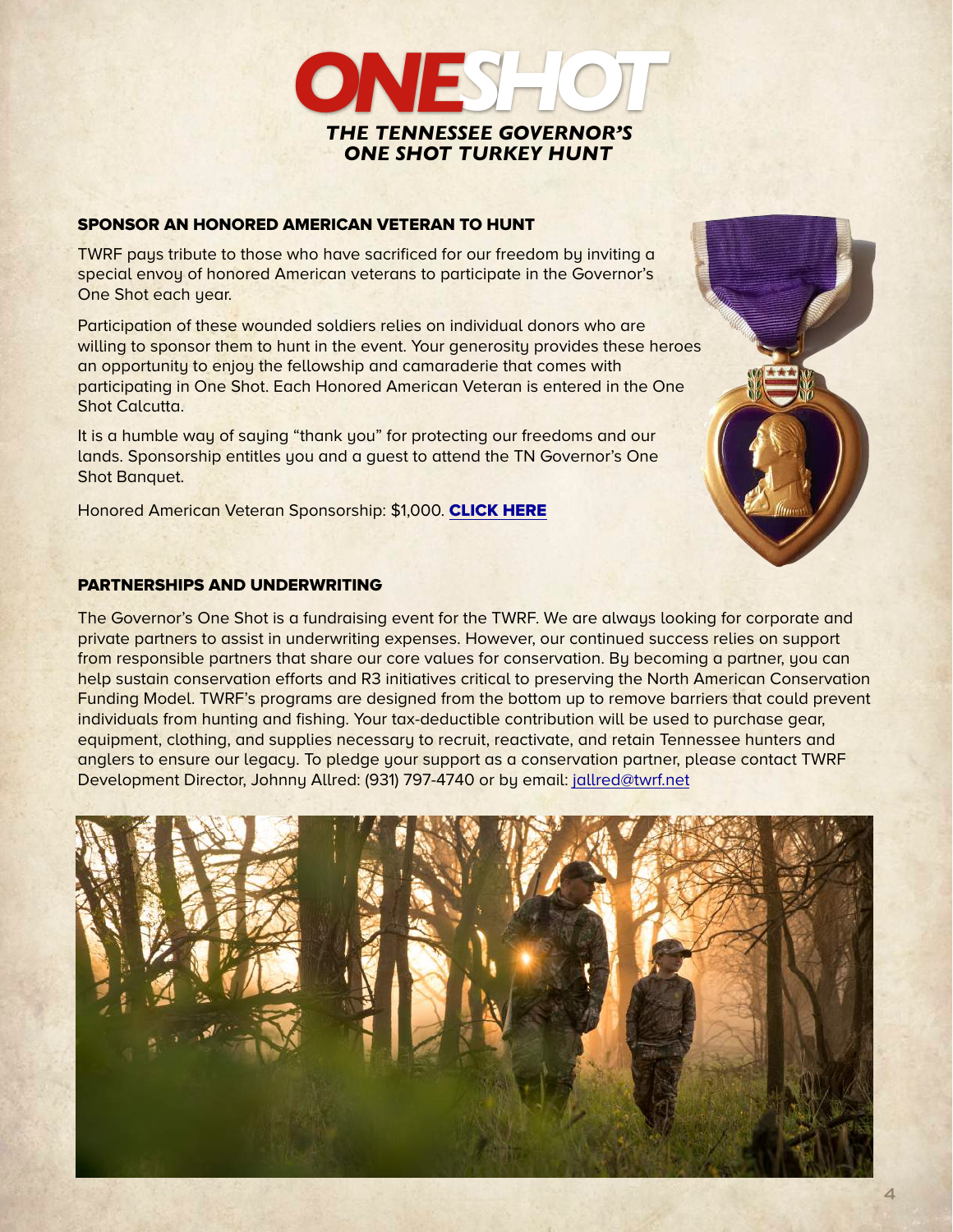# ONESHOT

***THE TENNESSEE GOVERNOR'S ONE SHOT TURKEY HUNT***

## SPONSOR AN HONORED AMERICAN VETERAN TO HUNT

TWRF pays tribute to those who have sacrificed for our freedom by inviting a special envoy of honored American veterans to participate in the Governor's One Shot each year.

Participation of these wounded soldiers relies on individual donors who are willing to sponsor them to hunt in the event. Your generosity provides these heroes an opportunity to enjoy the fellowship and camaraderie that comes with participating in One Shot. Each Honored American Veteran is entered in the One Shot Calcutta.

It is a humble way of saying "thank you" for protecting our freedoms and our lands. Sponsorship entitles you and a guest to attend the TN Governor's One Shot Banquet.

Honored American Veteran Sponsorship: $1,000. **CLICK HERE**

## PARTNERSHIPS AND UNDERWRITING

The Governor's One Shot is a fundraising event for the TWRF. We are always looking for corporate and private partners to assist in underwriting expenses. However, our continued success relies on support from responsible partners that share our core values for conservation. By becoming a partner, you can help sustain conservation efforts and R3 initiatives critical to preserving the North American Conservation Funding Model. TWRF's programs are designed from the bottom up to remove barriers that could prevent individuals from hunting and fishing. Your tax-deductible contribution will be used to purchase gear, equipment, clothing, and supplies necessary to recruit, reactivate, and retain Tennessee hunters and anglers to ensure our legacy. To pledge your support as a conservation partner, please contact TWRF Development Director, Johnny Allred: (931) 797-4740 or by email: jallred@twrf.net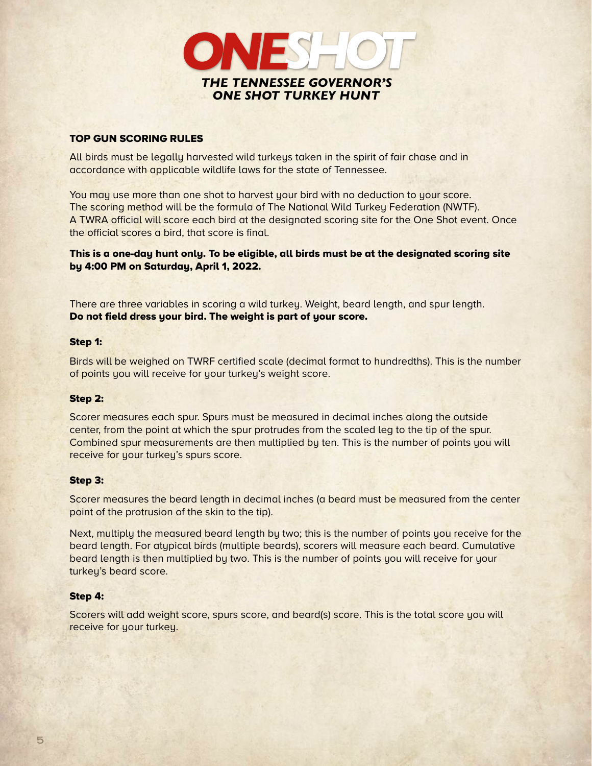# ONESHOT

***THE TENNESSEE GOVERNOR'S ONE SHOT TURKEY HUNT***

## TOP GUN SCORING RULES

All birds must be legally harvested wild turkeys taken in the spirit of fair chase and in accordance with applicable wildlife laws for the state of Tennessee.

You may use more than one shot to harvest your bird with no deduction to your score. The scoring method will be the formula of The National Wild Turkey Federation (NWTF). A TWRA official will score each bird at the designated scoring site for the One Shot event. Once the official scores a bird, that score is final.

**This is a one-day hunt only. To be eligible, all birds must be at the designated scoring site by 4:00 PM on Saturday, April 1, 2022.**

There are three variables in scoring a wild turkey. Weight, beard length, and spur length. **Do not field dress your bird. The weight is part of your score.**

### Step 1:

Birds will be weighed on TWRF certified scale (decimal format to hundredths). This is the number of points you will receive for your turkey's weight score.

### Step 2:

Scorer measures each spur. Spurs must be measured in decimal inches along the outside center, from the point at which the spur protrudes from the scaled leg to the tip of the spur. Combined spur measurements are then multiplied by ten. This is the number of points you will receive for your turkey's spurs score.

### Step 3:

Scorer measures the beard length in decimal inches (a beard must be measured from the center point of the protrusion of the skin to the tip).

Next, multiply the measured beard length by two; this is the number of points you receive for the beard length. For atypical birds (multiple beards), scorers will measure each beard. Cumulative beard length is then multiplied by two. This is the number of points you will receive for your turkey's beard score.

### Step 4:

Scorers will add weight score, spurs score, and beard(s) score. This is the total score you will receive for your turkey.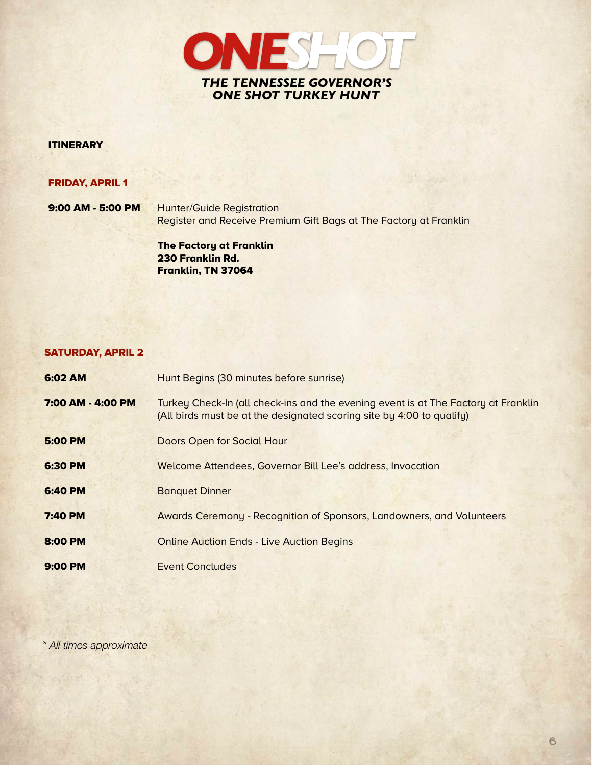# ONESHOT

## THE TENNESSEE GOVERNOR'S ONE SHOT TURKEY HUNT

### ITINERARY

#### FRIDAY, APRIL 1

**9:00 AM - 5:00 PM** Hunter/Guide Registration
Register and Receive Premium Gift Bags at The Factory at Franklin

**The Factory at Franklin**
**230 Franklin Rd.**
**Franklin, TN 37064**

#### SATURDAY, APRIL 2

**6:02 AM** Hunt Begins (30 minutes before sunrise)

**7:00 AM - 4:00 PM** Turkey Check-In (all check-ins and the evening event is at The Factory at Franklin (All birds must be at the designated scoring site by 4:00 to qualify)

**5:00 PM** Doors Open for Social Hour

**6:30 PM** Welcome Attendees, Governor Bill Lee's address, Invocation

**6:40 PM** Banquet Dinner

**7:40 PM** Awards Ceremony - Recognition of Sponsors, Landowners, and Volunteers

**8:00 PM** Online Auction Ends - Live Auction Begins

**9:00 PM** Event Concludes

\* *All times approximate*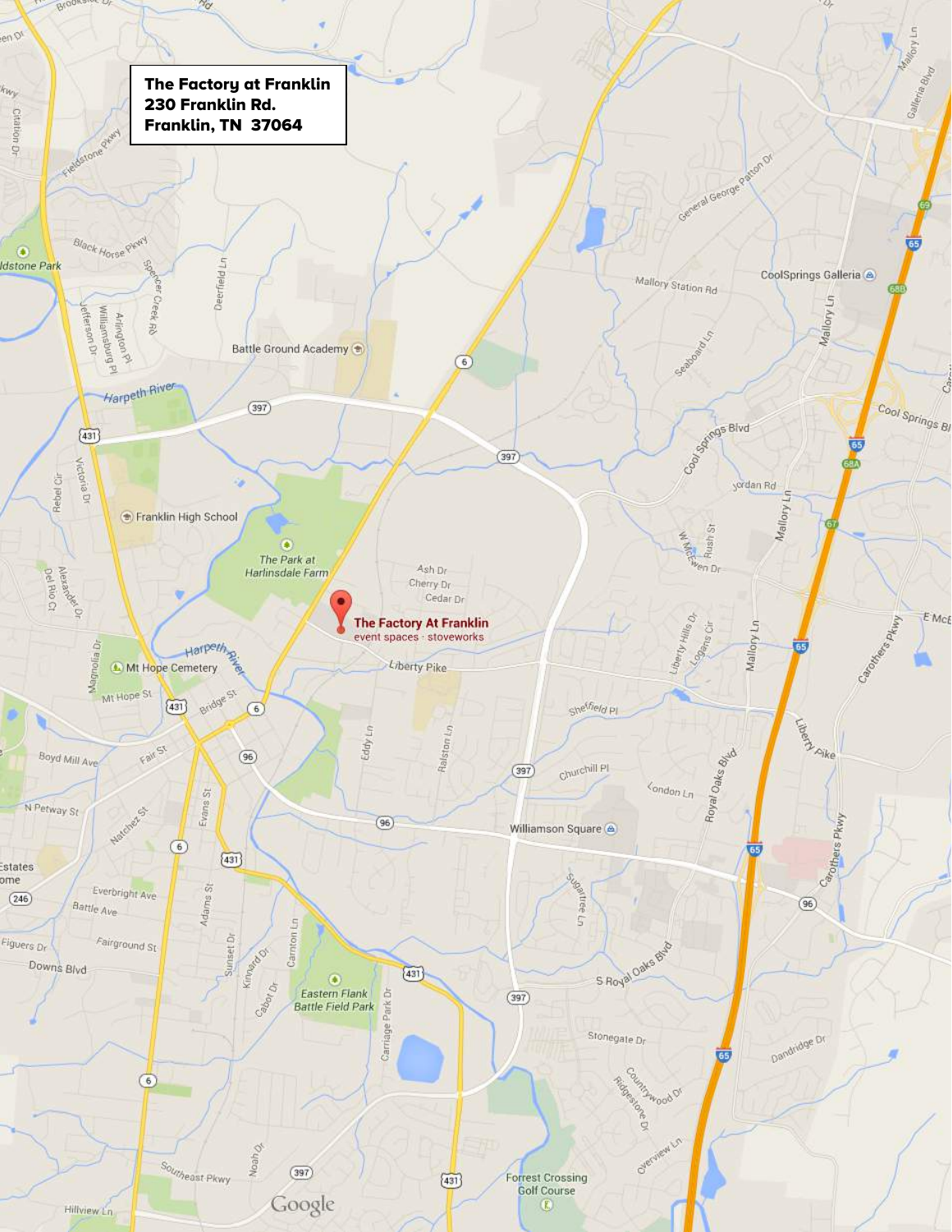**The Factory at Franklin**
**230 Franklin Rd.**
**Franklin, TN 37064**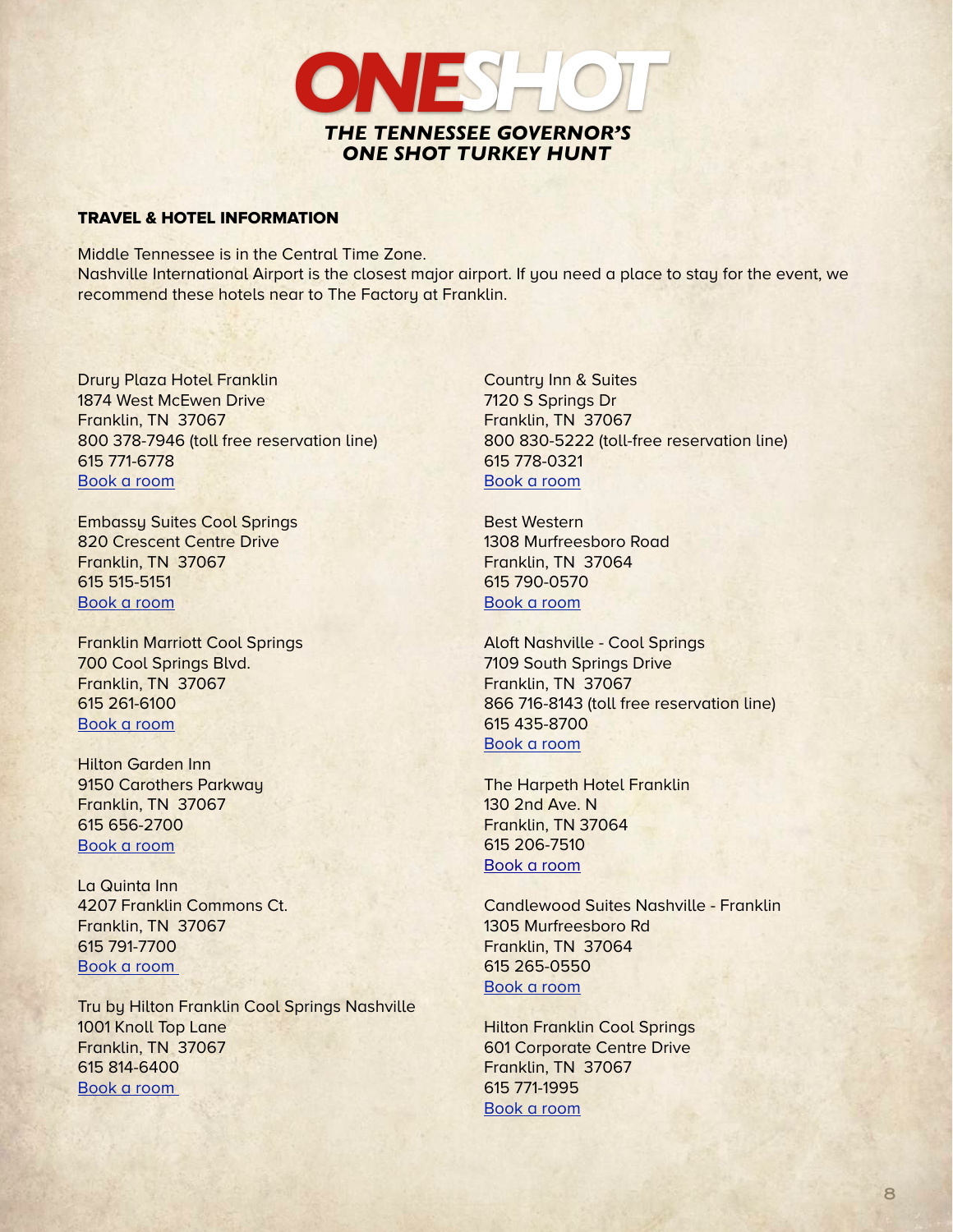# ONESHOT

### THE TENNESSEE GOVERNOR'S ONE SHOT TURKEY HUNT

## TRAVEL & HOTEL INFORMATION

Middle Tennessee is in the Central Time Zone.
Nashville International Airport is the closest major airport. If you need a place to stay for the event, we recommend these hotels near to The Factory at Franklin.

Drury Plaza Hotel Franklin
1874 West McEwen Drive
Franklin, TN 37067
800 378-7946 (toll free reservation line)
615 771-6778
Book a room

Embassy Suites Cool Springs
820 Crescent Centre Drive
Franklin, TN 37067
615 515-5151
Book a room

Franklin Marriott Cool Springs
700 Cool Springs Blvd.
Franklin, TN 37067
615 261-6100
Book a room

Hilton Garden Inn
9150 Carothers Parkway
Franklin, TN 37067
615 656-2700
Book a room

La Quinta Inn
4207 Franklin Commons Ct.
Franklin, TN 37067
615 791-7700
Book a room

Tru by Hilton Franklin Cool Springs Nashville
1001 Knoll Top Lane
Franklin, TN 37067
615 814-6400
Book a room

Country Inn & Suites
7120 S Springs Dr
Franklin, TN 37067
800 830-5222 (toll-free reservation line)
615 778-0321
Book a room

Best Western
1308 Murfreesboro Road
Franklin, TN 37064
615 790-0570
Book a room

Aloft Nashville - Cool Springs
7109 South Springs Drive
Franklin, TN 37067
866 716-8143 (toll free reservation line)
615 435-8700
Book a room

The Harpeth Hotel Franklin
130 2nd Ave. N
Franklin, TN 37064
615 206-7510
Book a room

Candlewood Suites Nashville - Franklin
1305 Murfreesboro Rd
Franklin, TN 37064
615 265-0550
Book a room

Hilton Franklin Cool Springs
601 Corporate Centre Drive
Franklin, TN 37067
615 771-1995
Book a room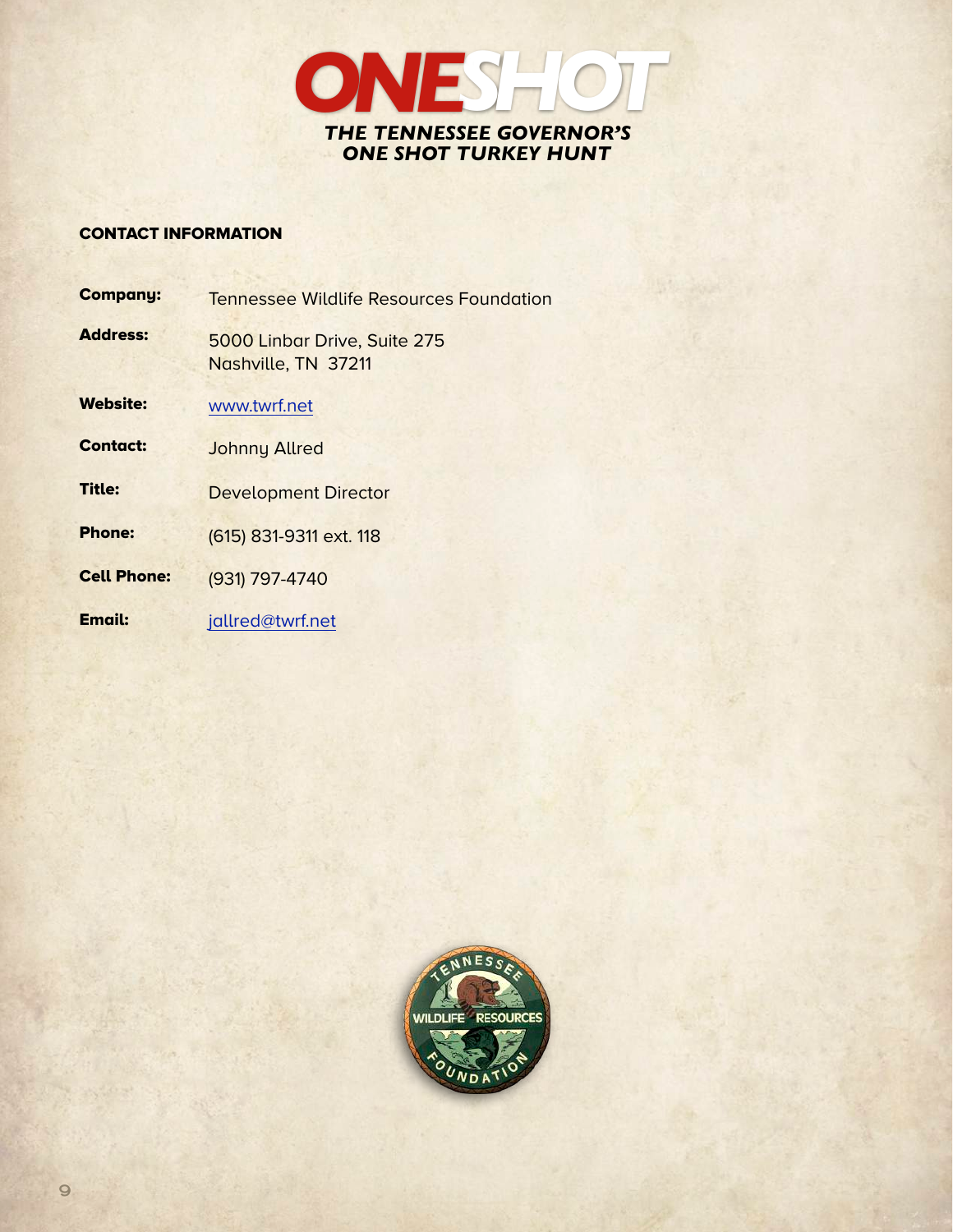# ONESHOT

***THE TENNESSEE GOVERNOR'S ONE SHOT TURKEY HUNT***

## CONTACT INFORMATION

| | |
|---|---|
| **Company:** | Tennessee Wildlife Resources Foundation |
| **Address:** | 5000 Linbar Drive, Suite 275<br>Nashville, TN 37211 |
| **Website:** | www.twrf.net |
| **Contact:** | Johnny Allred |
| **Title:** | Development Director |
| **Phone:** | (615) 831-9311 ext. 118 |
| **Cell Phone:** | (931) 797-4740 |
| **Email:** | jallred@twrf.net |

TENNESSEE WILDLIFE RESOURCES FOUNDATION